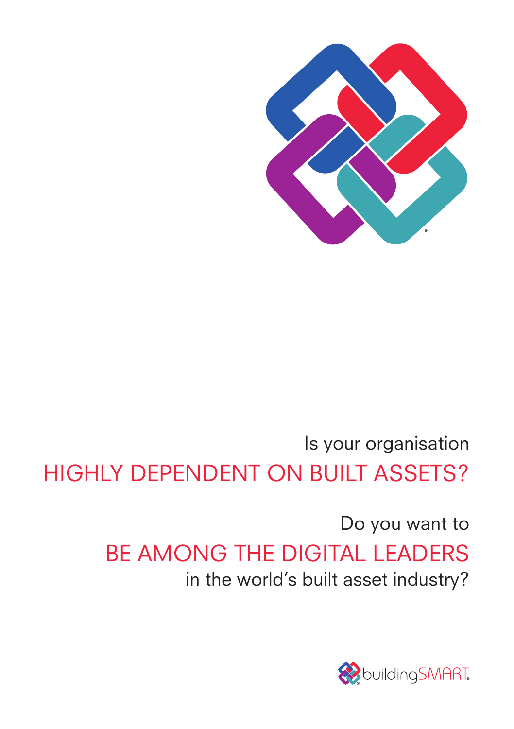Is your organisation

HIGHLY DEPENDENT ON BUILT ASSETS?

Do you want to

BE AMONG THE DIGITAL LEADERS

in the world's built asset industry?

buildingSMART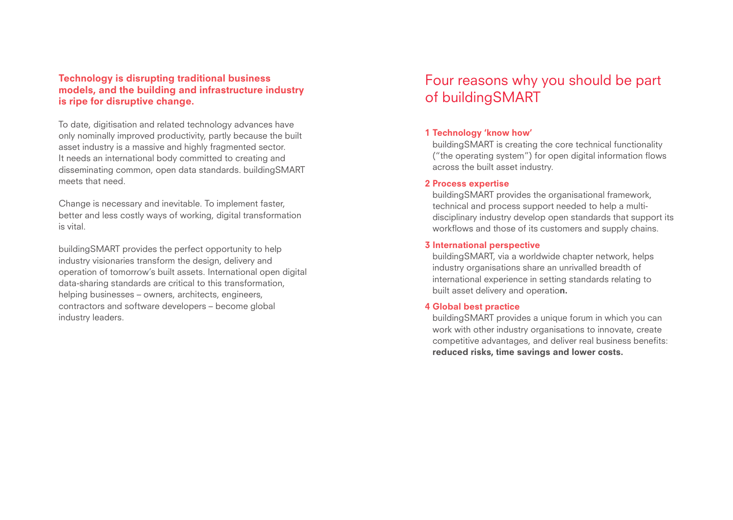**Technology is disrupting traditional business models, and the building and infrastructure industry is ripe for disruptive change.**

To date, digitisation and related technology advances have only nominally improved productivity, partly because the built asset industry is a massive and highly fragmented sector. It needs an international body committed to creating and disseminating common, open data standards. buildingSMART meets that need.

Change is necessary and inevitable. To implement faster, better and less costly ways of working, digital transformation is vital.

buildingSMART provides the perfect opportunity to help industry visionaries transform the design, delivery and operation of tomorrow's built assets. International open digital data-sharing standards are critical to this transformation, helping businesses – owners, architects, engineers, contractors and software developers – become global industry leaders.

# Four reasons why you should be part of buildingSMART

**1 Technology 'know how'**

buildingSMART is creating the core technical functionality ("the operating system") for open digital information flows across the built asset industry.

**2 Process expertise**

buildingSMART provides the organisational framework, technical and process support needed to help a multi-disciplinary industry develop open standards that support its workflows and those of its customers and supply chains.

**3 International perspective**

buildingSMART, via a worldwide chapter network, helps industry organisations share an unrivalled breadth of international experience in setting standards relating to built asset delivery and operation.

**4 Global best practice**

buildingSMART provides a unique forum in which you can work with other industry organisations to innovate, create competitive advantages, and deliver real business benefits: **reduced risks, time savings and lower costs.**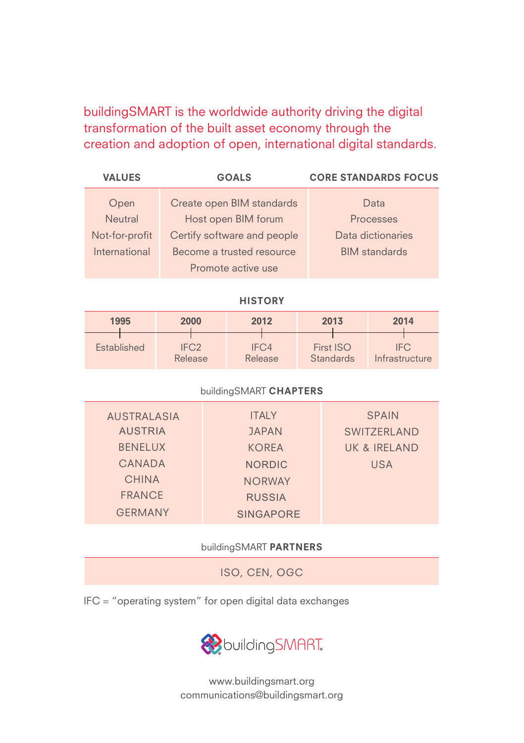buildingSMART is the worldwide authority driving the digital transformation of the built asset economy through the creation and adoption of open, international digital standards.

| VALUES | GOALS | CORE STANDARDS FOCUS |
|---|---|---|
| Open | Create open BIM standards | Data |
| Neutral | Host open BIM forum | Processes |
| Not-for-profit | Certify software and people | Data dictionaries |
| International | Become a trusted resource | BIM standards |
| | Promote active use | |

## HISTORY

| 1995 | 2000 | 2012 | 2013 | 2014 |
|---|---|---|---|---|
| Established | IFC2 Release | IFC4 Release | First ISO Standards | IFC Infrastructure |

## buildingSMART **CHAPTERS**

| | | |
|---|---|---|
| AUSTRALASIA | ITALY | SPAIN |
| AUSTRIA | JAPAN | SWITZERLAND |
| BENELUX | KOREA | UK & IRELAND |
| CANADA | NORDIC | USA |
| CHINA | NORWAY | |
| FRANCE | RUSSIA | |
| GERMANY | SINGAPORE | |

## buildingSMART **PARTNERS**

ISO, CEN, OGC

IFC = "operating system" for open digital data exchanges

buildingSMART

www.buildingsmart.org
communications@buildingsmart.org